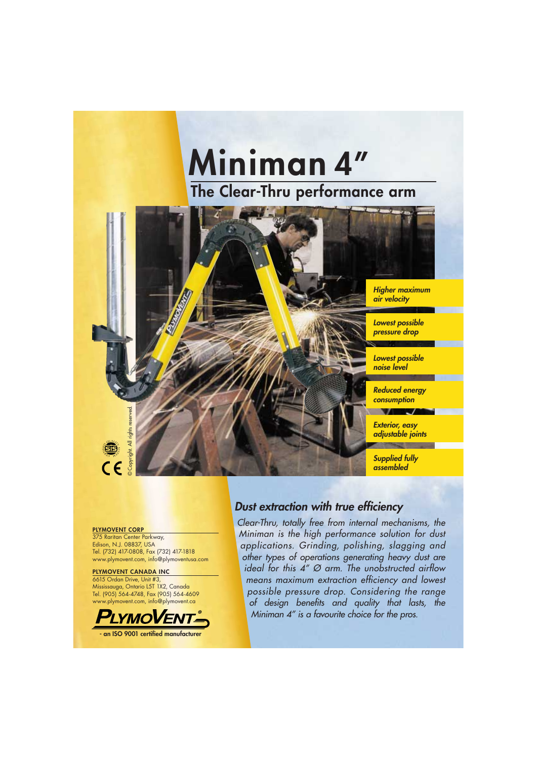# Miniman 4″

## The Clear-Thru performance arm

*Higher maximum air velocity*

*Lowest possible pressure drop*

*Lowest possible noise level*

*Reduced energy consumption*

*Exterior, easy adjustable joints*

*Supplied fully assembled*

©Copyright. All rights reserved.

### *Dust extraction with true efficiency*

*Clear-Thru, totally free from internal mechanisms, the Miniman is the high performance solution for dust applications. Grinding, polishing, slagging and other types of operations generating heavy dust are ideal for this 4″ Ø arm. The unobstructed airflow means maximum extraction efficiency and lowest possible pressure drop. Considering the range of design benefits and quality that lasts, the Miniman 4″ is a favourite choice for the pros.*

**PLYMOVENT CORP**
375 Raritan Center Parkway,
Edison, N.J. 08837, USA
Tel. (732) 417-0808, Fax (732) 417-1818
www.plymovent.com, info@plymoventusa.com

**PLYMOVENT CANADA INC**
6615 Ordan Drive, Unit #3,
Mississauga, Ontario L5T 1X2, Canada
Tel. (905) 564-4748, Fax (905) 564-4609
www.plymovent.com, info@plymovent.ca

**PLYMOVENT®**
**- an ISO 9001 certified manufacturer**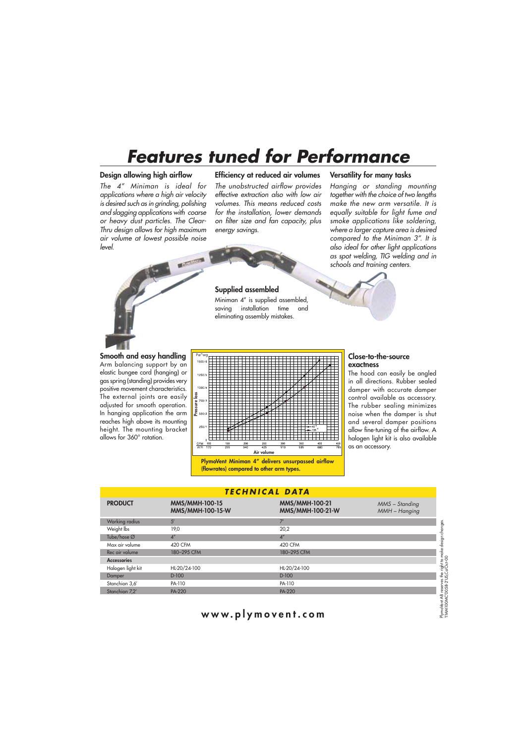# Features tuned for Performance

### Design allowing high airflow

*The 4" Miniman is ideal for applications where a high air velocity is desired such as in grinding, polishing and slagging applications with coarse or heavy dust particles. The Clear-Thru design allows for high maximum air volume at lowest possible noise level.*

### Efficiency at reduced air volumes

*The unobstructed airflow provides effective extraction also with low air volumes. This means reduced costs for the installation, lower demands on filter size and fan capacity, plus energy savings.*

### Versatility for many tasks

*Hanging or standing mounting together with the choice of two lengths make the new arm versatile. It is equally suitable for light fume and smoke applications like soldering, where a larger capture area is desired compared to the Miniman 3". It is also ideal for other light applications as spot welding, TIG welding and in schools and training centers.*

### Supplied assembled

Miniman 4" is supplied assembled, saving installation time and eliminating assembly mistakes.

### Smooth and easy handling

Arm balancing support by an elastic bungee cord (hanging) or gas spring (standing) provides very positive movement characteristics. The external joints are easily adjusted for smooth operation. In hanging application the arm reaches high above its mounting height. The mounting bracket allows for 360° rotation.

Pa/"wg
1500/6
1250/5
1000/4
750/3
500/2
250/1
0
Pressure loss
CFM 100 150 200 250 300 350 400 450
m³/h 170 255 340 425 510 595 680 765
Air volume
45°
135°

**PlymoVent Miniman 4" delivers unsurpassed airflow (flowrates) compared to other arm types.**

### Close-to-the-source exactness

The hood can easily be angled in all directions. Rubber sealed damper with accurate damper control available as accessory. The rubber sealing minimizes noise when the damper is shut and several damper positions allow fine-tuning of the airflow. A halogen light kit is also available as an accessory.

## TECHNICAL DATA

| PRODUCT | MMS/MMH-100-15<br>MMS/MMH-100-15-W | MMS/MMH-100-21<br>MMS/MMH-100-21-W | *MMS – Standing*<br>*MMH – Hanging* |
|---|---|---|---|
| Working radius | 5' | 7' | |
| Weight lbs | 19,0 | 20,2 | |
| Tube/hose Ø | 4" | 4" | |
| Max air volume | 420 CFM | 420 CFM | |
| Rec air volume | 180–295 CFM | 180–295 CFM | |
| **Accessories** | | | |
| Halogen light kit | HL-20/24-100 | HL-20/24-100 | |
| Damper | D-100 | D-100 | |
| Stanchion 3,6' | PA-110 | PA-110 | |
| Stanchion 7,2' | PA-220 | PA-220 | |

**www.plymovent.com**

Plymovent AB reserves the right to make design changes.
1MM100MC0058-2'US,Ca/Oct-00